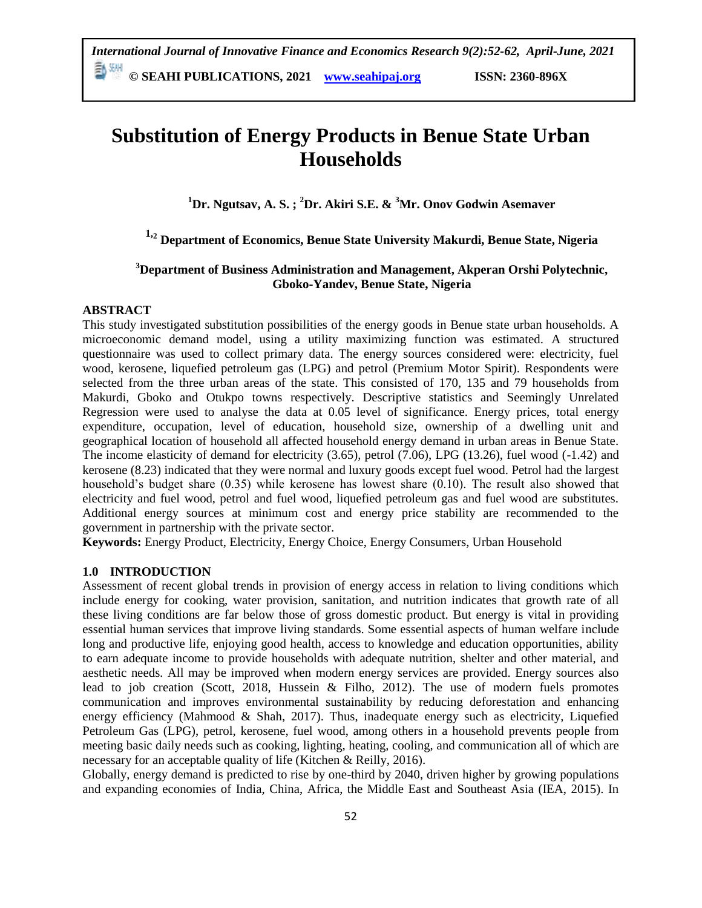# Substitution of Energy Products in Benue State Urban Households

**[1]Dr. Ngutsav, A. S. ; [2]Dr. Akiri S.E. & [3]Mr. Onov Godwin Asemaver**

**[1,2] Department of Economics, Benue State University Makurdi, Benue State, Nigeria**

**[3]Department of Business Administration and Management, Akperan Orshi Polytechnic, Gboko-Yandev, Benue State, Nigeria**

## ABSTRACT

This study investigated substitution possibilities of the energy goods in Benue state urban households. A microeconomic demand model, using a utility maximizing function was estimated. A structured questionnaire was used to collect primary data. The energy sources considered were: electricity, fuel wood, kerosene, liquefied petroleum gas (LPG) and petrol (Premium Motor Spirit). Respondents were selected from the three urban areas of the state. This consisted of 170, 135 and 79 households from Makurdi, Gboko and Otukpo towns respectively. Descriptive statistics and Seemingly Unrelated Regression were used to analyse the data at 0.05 level of significance. Energy prices, total energy expenditure, occupation, level of education, household size, ownership of a dwelling unit and geographical location of household all affected household energy demand in urban areas in Benue State. The income elasticity of demand for electricity (3.65), petrol (7.06), LPG (13.26), fuel wood (-1.42) and kerosene (8.23) indicated that they were normal and luxury goods except fuel wood. Petrol had the largest household's budget share (0.35) while kerosene has lowest share (0.10). The result also showed that electricity and fuel wood, petrol and fuel wood, liquefied petroleum gas and fuel wood are substitutes. Additional energy sources at minimum cost and energy price stability are recommended to the government in partnership with the private sector.

**Keywords:** Energy Product, Electricity, Energy Choice, Energy Consumers, Urban Household

## 1.0 INTRODUCTION

Assessment of recent global trends in provision of energy access in relation to living conditions which include energy for cooking, water provision, sanitation, and nutrition indicates that growth rate of all these living conditions are far below those of gross domestic product. But energy is vital in providing essential human services that improve living standards. Some essential aspects of human welfare include long and productive life, enjoying good health, access to knowledge and education opportunities, ability to earn adequate income to provide households with adequate nutrition, shelter and other material, and aesthetic needs. All may be improved when modern energy services are provided. Energy sources also lead to job creation (Scott, 2018, Hussein & Filho, 2012). The use of modern fuels promotes communication and improves environmental sustainability by reducing deforestation and enhancing energy efficiency (Mahmood & Shah, 2017). Thus, inadequate energy such as electricity, Liquefied Petroleum Gas (LPG), petrol, kerosene, fuel wood, among others in a household prevents people from meeting basic daily needs such as cooking, lighting, heating, cooling, and communication all of which are necessary for an acceptable quality of life (Kitchen & Reilly, 2016).

Globally, energy demand is predicted to rise by one-third by 2040, driven higher by growing populations and expanding economies of India, China, Africa, the Middle East and Southeast Asia (IEA, 2015). In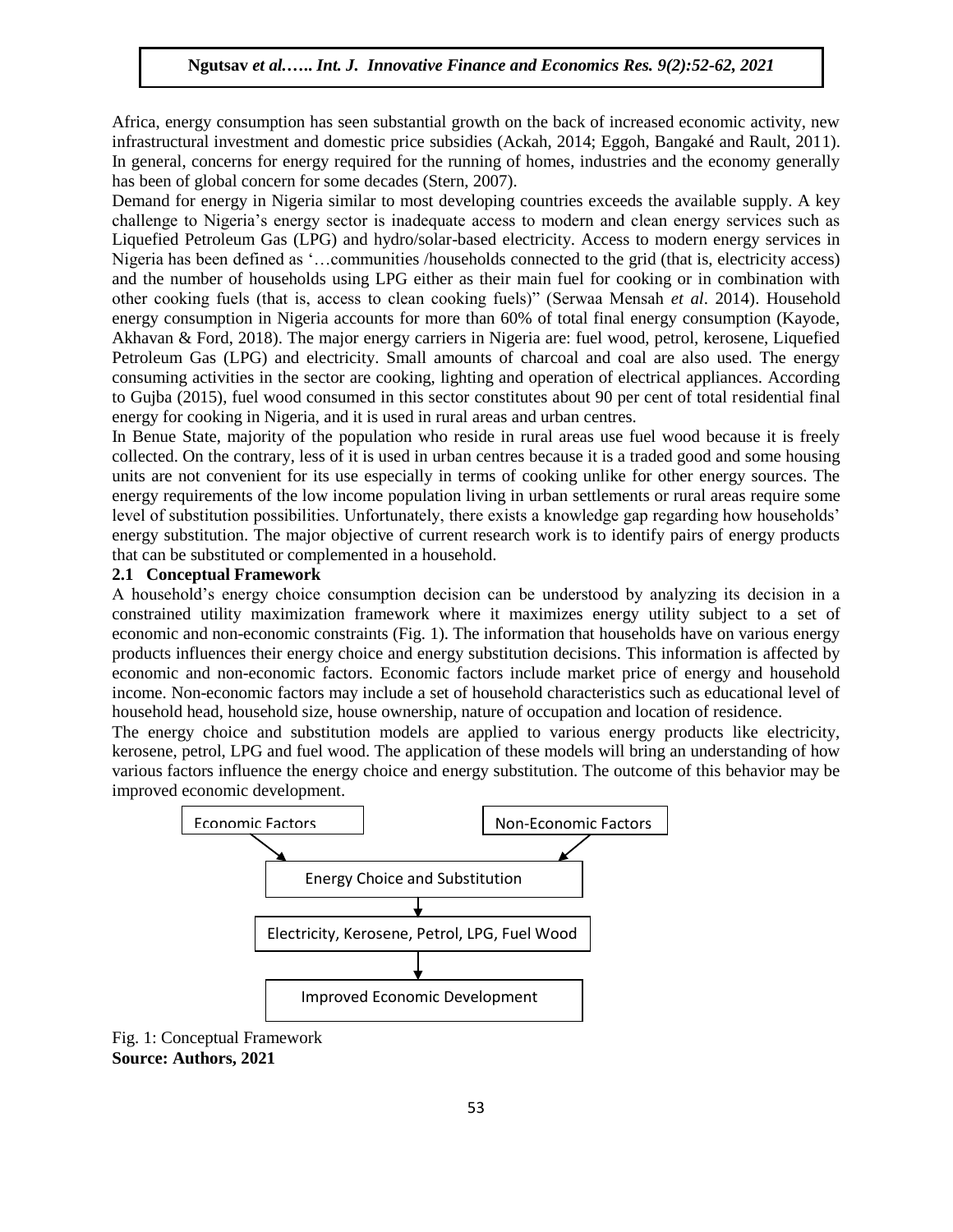Africa, energy consumption has seen substantial growth on the back of increased economic activity, new infrastructural investment and domestic price subsidies (Ackah, 2014; Eggoh, Bangaké and Rault, 2011). In general, concerns for energy required for the running of homes, industries and the economy generally has been of global concern for some decades (Stern, 2007).

Demand for energy in Nigeria similar to most developing countries exceeds the available supply. A key challenge to Nigeria's energy sector is inadequate access to modern and clean energy services such as Liquefied Petroleum Gas (LPG) and hydro/solar-based electricity. Access to modern energy services in Nigeria has been defined as '…communities /households connected to the grid (that is, electricity access) and the number of households using LPG either as their main fuel for cooking or in combination with other cooking fuels (that is, access to clean cooking fuels)" (Serwaa Mensah *et al*. 2014). Household energy consumption in Nigeria accounts for more than 60% of total final energy consumption (Kayode, Akhavan & Ford, 2018). The major energy carriers in Nigeria are: fuel wood, petrol, kerosene, Liquefied Petroleum Gas (LPG) and electricity. Small amounts of charcoal and coal are also used. The energy consuming activities in the sector are cooking, lighting and operation of electrical appliances. According to Gujba (2015), fuel wood consumed in this sector constitutes about 90 per cent of total residential final energy for cooking in Nigeria, and it is used in rural areas and urban centres.

In Benue State, majority of the population who reside in rural areas use fuel wood because it is freely collected. On the contrary, less of it is used in urban centres because it is a traded good and some housing units are not convenient for its use especially in terms of cooking unlike for other energy sources. The energy requirements of the low income population living in urban settlements or rural areas require some level of substitution possibilities. Unfortunately, there exists a knowledge gap regarding how households' energy substitution. The major objective of current research work is to identify pairs of energy products that can be substituted or complemented in a household.

### 2.1 Conceptual Framework

A household's energy choice consumption decision can be understood by analyzing its decision in a constrained utility maximization framework where it maximizes energy utility subject to a set of economic and non-economic constraints (Fig. 1). The information that households have on various energy products influences their energy choice and energy substitution decisions. This information is affected by economic and non-economic factors. Economic factors include market price of energy and household income. Non-economic factors may include a set of household characteristics such as educational level of household head, household size, house ownership, nature of occupation and location of residence.

The energy choice and substitution models are applied to various energy products like electricity, kerosene, petrol, LPG and fuel wood. The application of these models will bring an understanding of how various factors influence the energy choice and energy substitution. The outcome of this behavior may be improved economic development.

```
Economic Factors          Non-Economic Factors
          \                    /
       Energy Choice and Substitution
                    |
  Electricity, Kerosene, Petrol, LPG, Fuel Wood
                    |
        Improved Economic Development
```

Fig. 1: Conceptual Framework
**Source: Authors, 2021**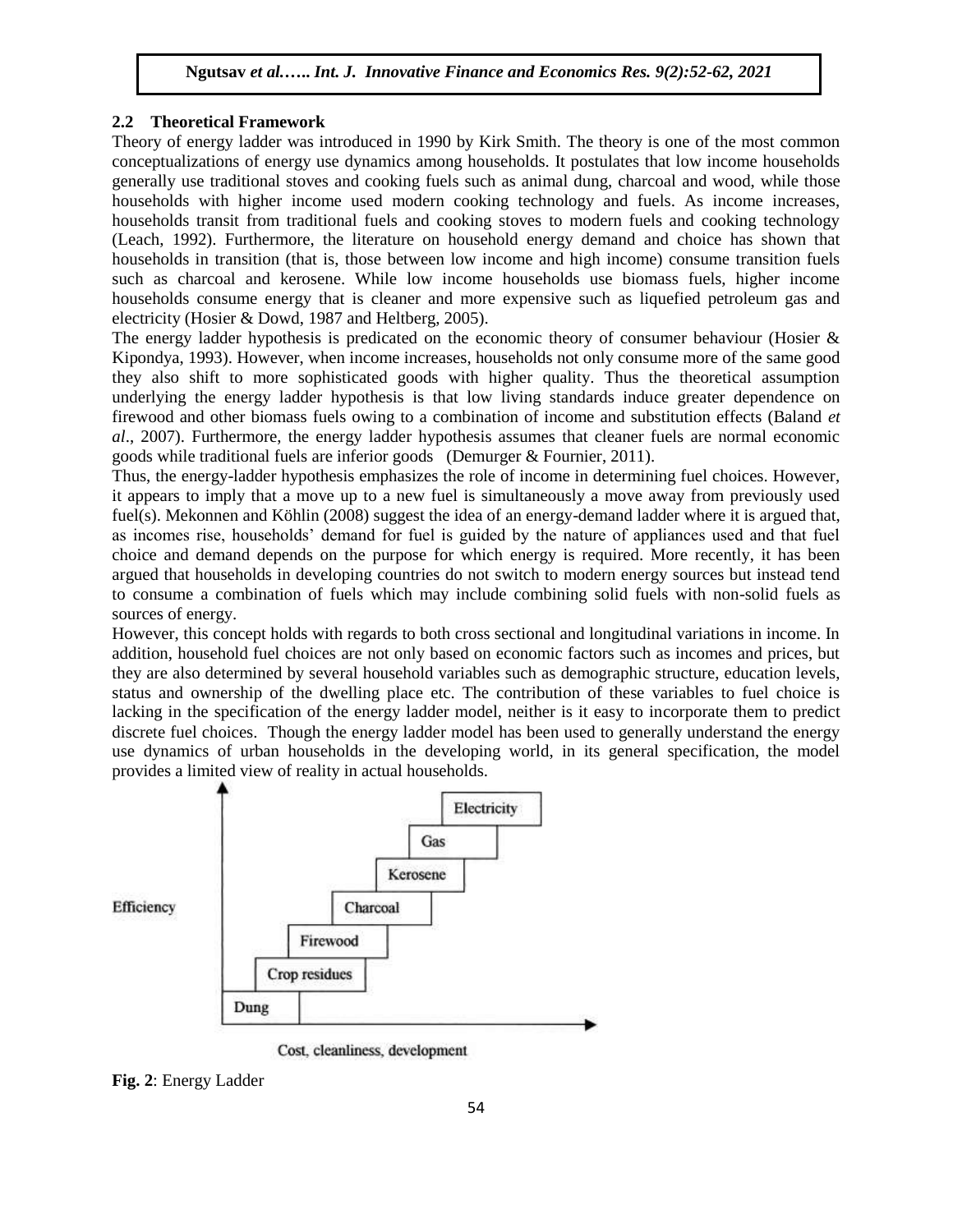## 2.2 Theoretical Framework

Theory of energy ladder was introduced in 1990 by Kirk Smith. The theory is one of the most common conceptualizations of energy use dynamics among households. It postulates that low income households generally use traditional stoves and cooking fuels such as animal dung, charcoal and wood, while those households with higher income used modern cooking technology and fuels. As income increases, households transit from traditional fuels and cooking stoves to modern fuels and cooking technology (Leach, 1992). Furthermore, the literature on household energy demand and choice has shown that households in transition (that is, those between low income and high income) consume transition fuels such as charcoal and kerosene. While low income households use biomass fuels, higher income households consume energy that is cleaner and more expensive such as liquefied petroleum gas and electricity (Hosier & Dowd, 1987 and Heltberg, 2005).

The energy ladder hypothesis is predicated on the economic theory of consumer behaviour (Hosier & Kipondya, 1993). However, when income increases, households not only consume more of the same good they also shift to more sophisticated goods with higher quality. Thus the theoretical assumption underlying the energy ladder hypothesis is that low living standards induce greater dependence on firewood and other biomass fuels owing to a combination of income and substitution effects (Baland *et al*., 2007). Furthermore, the energy ladder hypothesis assumes that cleaner fuels are normal economic goods while traditional fuels are inferior goods (Demurger & Fournier, 2011).

Thus, the energy-ladder hypothesis emphasizes the role of income in determining fuel choices. However, it appears to imply that a move up to a new fuel is simultaneously a move away from previously used fuel(s). Mekonnen and Köhlin (2008) suggest the idea of an energy-demand ladder where it is argued that, as incomes rise, households' demand for fuel is guided by the nature of appliances used and that fuel choice and demand depends on the purpose for which energy is required. More recently, it has been argued that households in developing countries do not switch to modern energy sources but instead tend to consume a combination of fuels which may include combining solid fuels with non-solid fuels as sources of energy.

However, this concept holds with regards to both cross sectional and longitudinal variations in income. In addition, household fuel choices are not only based on economic factors such as incomes and prices, but they are also determined by several household variables such as demographic structure, education levels, status and ownership of the dwelling place etc. The contribution of these variables to fuel choice is lacking in the specification of the energy ladder model, neither is it easy to incorporate them to predict discrete fuel choices. Though the energy ladder model has been used to generally understand the energy use dynamics of urban households in the developing world, in its general specification, the model provides a limited view of reality in actual households.

**Fig. 2**: Energy Ladder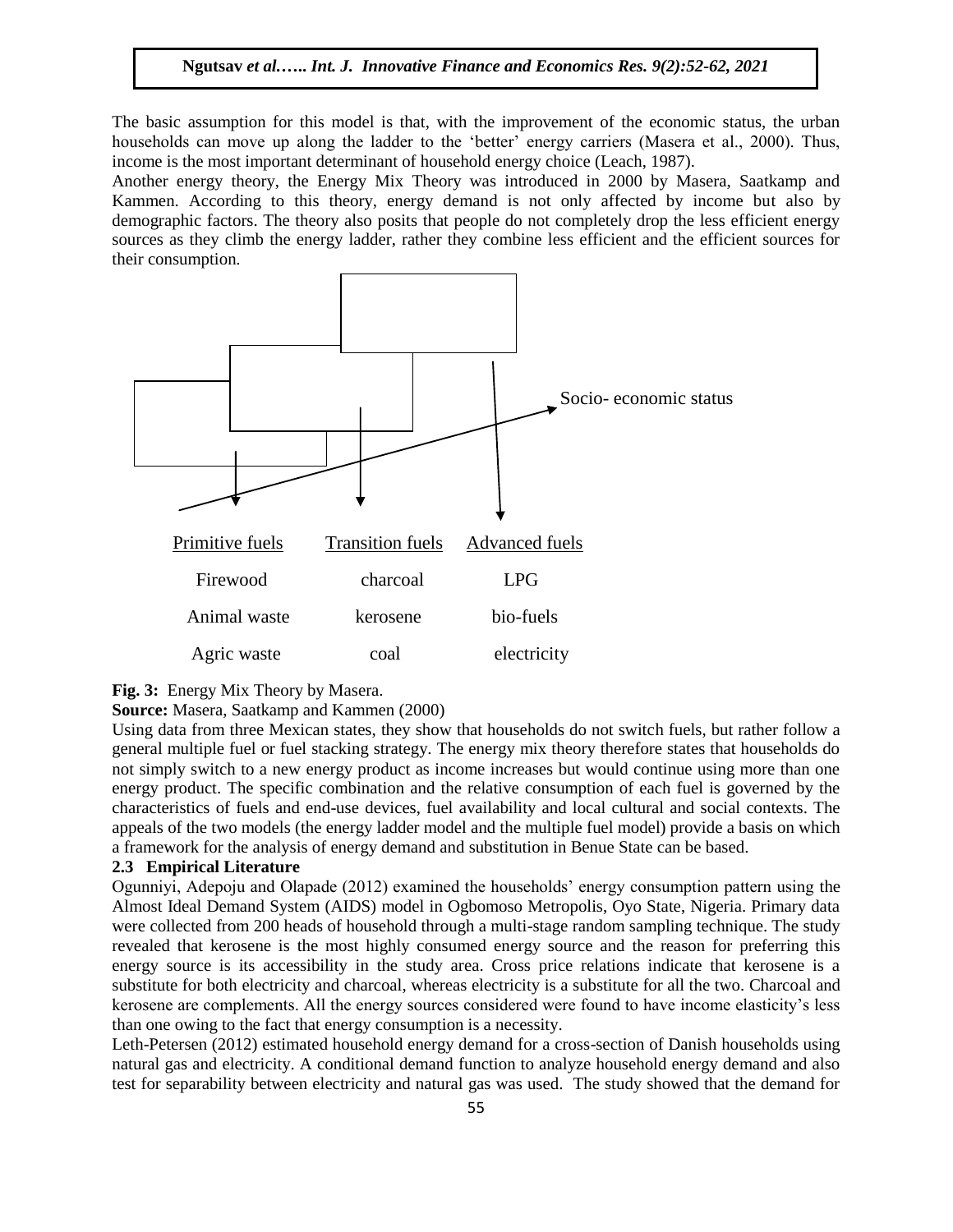The basic assumption for this model is that, with the improvement of the economic status, the urban households can move up along the ladder to the 'better' energy carriers (Masera et al., 2000). Thus, income is the most important determinant of household energy choice (Leach, 1987).

Another energy theory, the Energy Mix Theory was introduced in 2000 by Masera, Saatkamp and Kammen. According to this theory, energy demand is not only affected by income but also by demographic factors. The theory also posits that people do not completely drop the less efficient energy sources as they climb the energy ladder, rather they combine less efficient and the efficient sources for their consumption.

Socio- economic status

| Primitive fuels | Transition fuels | Advanced fuels |
| --- | --- | --- |
| Firewood | charcoal | LPG |
| Animal waste | kerosene | bio-fuels |
| Agric waste | coal | electricity |

**Fig. 3:** Energy Mix Theory by Masera.

**Source:** Masera, Saatkamp and Kammen (2000)

Using data from three Mexican states, they show that households do not switch fuels, but rather follow a general multiple fuel or fuel stacking strategy. The energy mix theory therefore states that households do not simply switch to a new energy product as income increases but would continue using more than one energy product. The specific combination and the relative consumption of each fuel is governed by the characteristics of fuels and end-use devices, fuel availability and local cultural and social contexts. The appeals of the two models (the energy ladder model and the multiple fuel model) provide a basis on which a framework for the analysis of energy demand and substitution in Benue State can be based.

### 2.3 Empirical Literature

Ogunniyi, Adepoju and Olapade (2012) examined the households' energy consumption pattern using the Almost Ideal Demand System (AIDS) model in Ogbomoso Metropolis, Oyo State, Nigeria. Primary data were collected from 200 heads of household through a multi-stage random sampling technique. The study revealed that kerosene is the most highly consumed energy source and the reason for preferring this energy source is its accessibility in the study area. Cross price relations indicate that kerosene is a substitute for both electricity and charcoal, whereas electricity is a substitute for all the two. Charcoal and kerosene are complements. All the energy sources considered were found to have income elasticity's less than one owing to the fact that energy consumption is a necessity.

Leth-Petersen (2012) estimated household energy demand for a cross-section of Danish households using natural gas and electricity. A conditional demand function to analyze household energy demand and also test for separability between electricity and natural gas was used. The study showed that the demand for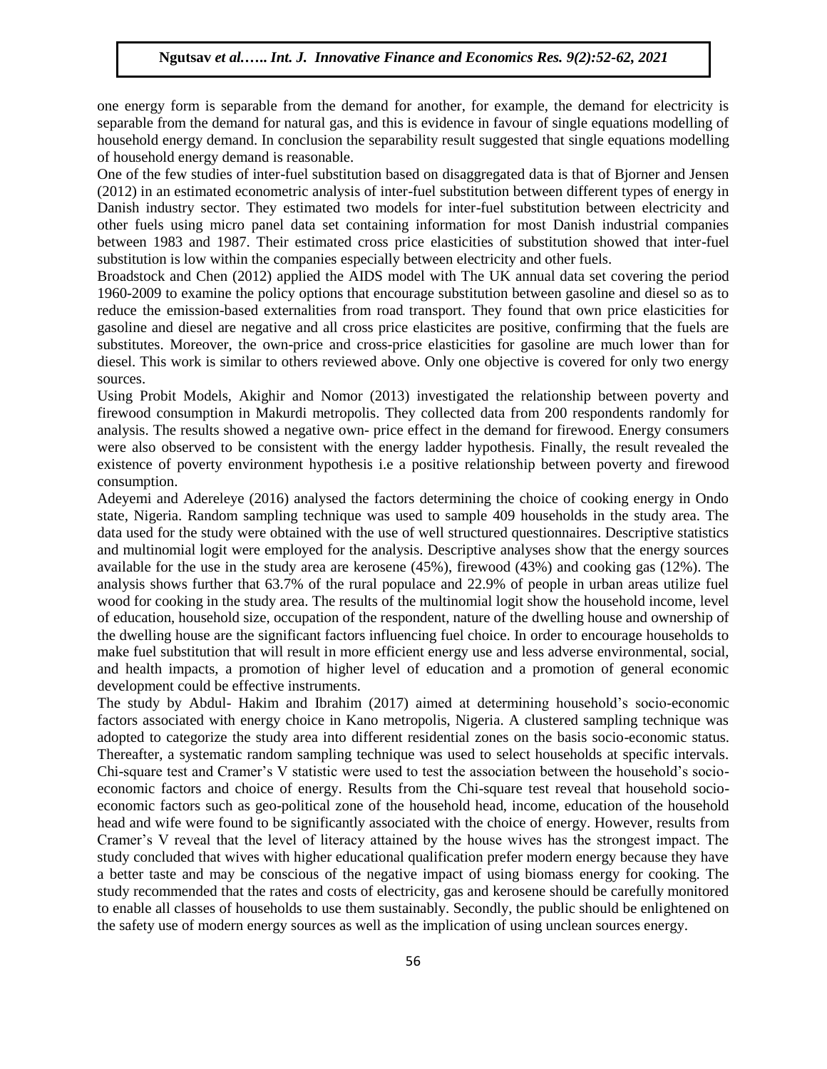one energy form is separable from the demand for another, for example, the demand for electricity is separable from the demand for natural gas, and this is evidence in favour of single equations modelling of household energy demand. In conclusion the separability result suggested that single equations modelling of household energy demand is reasonable.

One of the few studies of inter-fuel substitution based on disaggregated data is that of Bjorner and Jensen (2012) in an estimated econometric analysis of inter-fuel substitution between different types of energy in Danish industry sector. They estimated two models for inter-fuel substitution between electricity and other fuels using micro panel data set containing information for most Danish industrial companies between 1983 and 1987. Their estimated cross price elasticities of substitution showed that inter-fuel substitution is low within the companies especially between electricity and other fuels.

Broadstock and Chen (2012) applied the AIDS model with The UK annual data set covering the period 1960-2009 to examine the policy options that encourage substitution between gasoline and diesel so as to reduce the emission-based externalities from road transport. They found that own price elasticities for gasoline and diesel are negative and all cross price elasticites are positive, confirming that the fuels are substitutes. Moreover, the own-price and cross-price elasticities for gasoline are much lower than for diesel. This work is similar to others reviewed above. Only one objective is covered for only two energy sources.

Using Probit Models, Akighir and Nomor (2013) investigated the relationship between poverty and firewood consumption in Makurdi metropolis. They collected data from 200 respondents randomly for analysis. The results showed a negative own- price effect in the demand for firewood. Energy consumers were also observed to be consistent with the energy ladder hypothesis. Finally, the result revealed the existence of poverty environment hypothesis i.e a positive relationship between poverty and firewood consumption.

Adeyemi and Adereleye (2016) analysed the factors determining the choice of cooking energy in Ondo state, Nigeria. Random sampling technique was used to sample 409 households in the study area. The data used for the study were obtained with the use of well structured questionnaires. Descriptive statistics and multinomial logit were employed for the analysis. Descriptive analyses show that the energy sources available for the use in the study area are kerosene (45%), firewood (43%) and cooking gas (12%). The analysis shows further that 63.7% of the rural populace and 22.9% of people in urban areas utilize fuel wood for cooking in the study area. The results of the multinomial logit show the household income, level of education, household size, occupation of the respondent, nature of the dwelling house and ownership of the dwelling house are the significant factors influencing fuel choice. In order to encourage households to make fuel substitution that will result in more efficient energy use and less adverse environmental, social, and health impacts, a promotion of higher level of education and a promotion of general economic development could be effective instruments.

The study by Abdul- Hakim and Ibrahim (2017) aimed at determining household's socio-economic factors associated with energy choice in Kano metropolis, Nigeria. A clustered sampling technique was adopted to categorize the study area into different residential zones on the basis socio-economic status. Thereafter, a systematic random sampling technique was used to select households at specific intervals. Chi-square test and Cramer's V statistic were used to test the association between the household's socio-economic factors and choice of energy. Results from the Chi-square test reveal that household socio-economic factors such as geo-political zone of the household head, income, education of the household head and wife were found to be significantly associated with the choice of energy. However, results from Cramer's V reveal that the level of literacy attained by the house wives has the strongest impact. The study concluded that wives with higher educational qualification prefer modern energy because they have a better taste and may be conscious of the negative impact of using biomass energy for cooking. The study recommended that the rates and costs of electricity, gas and kerosene should be carefully monitored to enable all classes of households to use them sustainably. Secondly, the public should be enlightened on the safety use of modern energy sources as well as the implication of using unclean sources energy.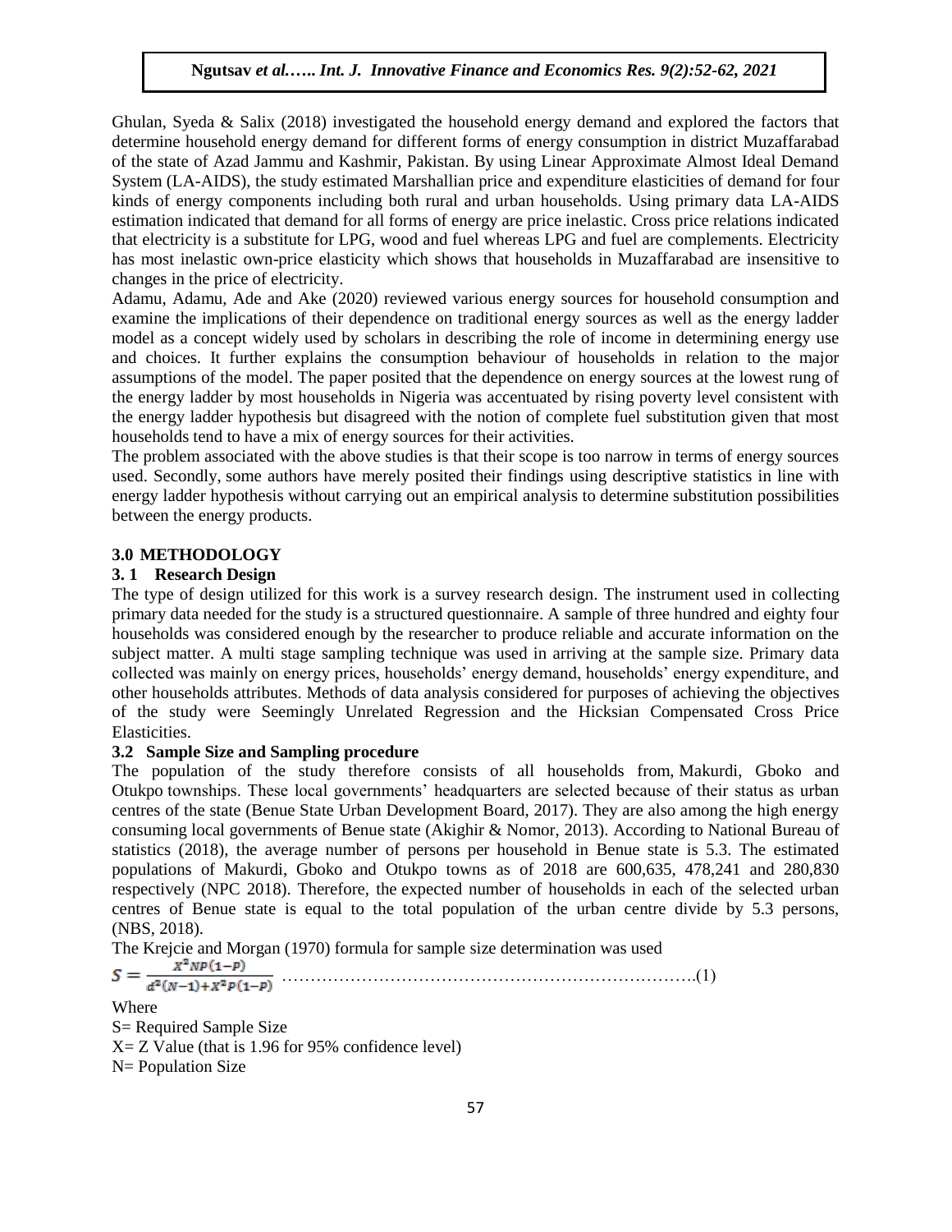Ghulan, Syeda & Salix (2018) investigated the household energy demand and explored the factors that determine household energy demand for different forms of energy consumption in district Muzaffarabad of the state of Azad Jammu and Kashmir, Pakistan. By using Linear Approximate Almost Ideal Demand System (LA-AIDS), the study estimated Marshallian price and expenditure elasticities of demand for four kinds of energy components including both rural and urban households. Using primary data LA-AIDS estimation indicated that demand for all forms of energy are price inelastic. Cross price relations indicated that electricity is a substitute for LPG, wood and fuel whereas LPG and fuel are complements. Electricity has most inelastic own-price elasticity which shows that households in Muzaffarabad are insensitive to changes in the price of electricity.

Adamu, Adamu, Ade and Ake (2020) reviewed various energy sources for household consumption and examine the implications of their dependence on traditional energy sources as well as the energy ladder model as a concept widely used by scholars in describing the role of income in determining energy use and choices. It further explains the consumption behaviour of households in relation to the major assumptions of the model. The paper posited that the dependence on energy sources at the lowest rung of the energy ladder by most households in Nigeria was accentuated by rising poverty level consistent with the energy ladder hypothesis but disagreed with the notion of complete fuel substitution given that most households tend to have a mix of energy sources for their activities.

The problem associated with the above studies is that their scope is too narrow in terms of energy sources used. Secondly, some authors have merely posited their findings using descriptive statistics in line with energy ladder hypothesis without carrying out an empirical analysis to determine substitution possibilities between the energy products.

## 3.0 METHODOLOGY

### 3. 1 Research Design

The type of design utilized for this work is a survey research design. The instrument used in collecting primary data needed for the study is a structured questionnaire. A sample of three hundred and eighty four households was considered enough by the researcher to produce reliable and accurate information on the subject matter. A multi stage sampling technique was used in arriving at the sample size. Primary data collected was mainly on energy prices, households' energy demand, households' energy expenditure, and other households attributes. Methods of data analysis considered for purposes of achieving the objectives of the study were Seemingly Unrelated Regression and the Hicksian Compensated Cross Price Elasticities.

### 3.2 Sample Size and Sampling procedure

The population of the study therefore consists of all households from, Makurdi, Gboko and Otukpo townships. These local governments' headquarters are selected because of their status as urban centres of the state (Benue State Urban Development Board, 2017). They are also among the high energy consuming local governments of Benue state (Akighir & Nomor, 2013). According to National Bureau of statistics (2018), the average number of persons per household in Benue state is 5.3. The estimated populations of Makurdi, Gboko and Otukpo towns as of 2018 are 600,635, 478,241 and 280,830 respectively (NPC 2018). Therefore, the expected number of households in each of the selected urban centres of Benue state is equal to the total population of the urban centre divide by 5.3 persons, (NBS, 2018).

The Krejcie and Morgan (1970) formula for sample size determination was used

$$S = \frac{X^2 NP(1-P)}{d^2(N-1)+X^2 P(1-P)} \quad \text{.....................................................................(1)}$$

Where

S= Required Sample Size

X= Z Value (that is 1.96 for 95% confidence level)

N= Population Size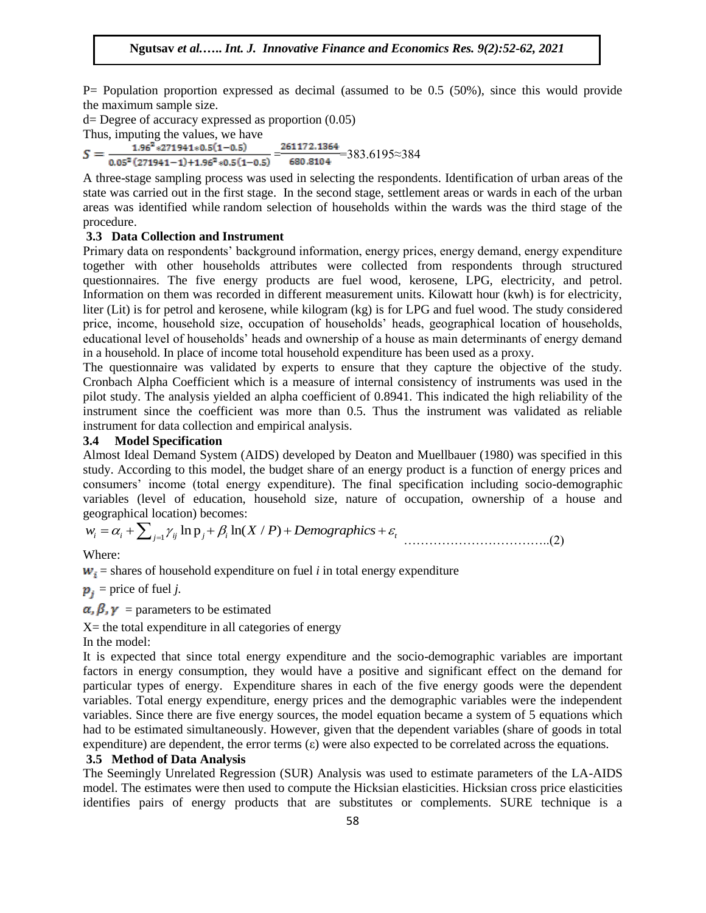P= Population proportion expressed as decimal (assumed to be 0.5 (50%), since this would provide the maximum sample size.

d= Degree of accuracy expressed as proportion (0.05)

Thus, imputing the values, we have

$$S = \frac{1.96^2 * 271941 * 0.5(1-0.5)}{0.05^2(271941-1)+1.96^2 * 0.5(1-0.5)} = \frac{261172.1364}{680.8104} = 383.6195 \approx 384$$

A three-stage sampling process was used in selecting the respondents. Identification of urban areas of the state was carried out in the first stage. In the second stage, settlement areas or wards in each of the urban areas was identified while random selection of households within the wards was the third stage of the procedure.

### 3.3 Data Collection and Instrument

Primary data on respondents' background information, energy prices, energy demand, energy expenditure together with other households attributes were collected from respondents through structured questionnaires. The five energy products are fuel wood, kerosene, LPG, electricity, and petrol. Information on them was recorded in different measurement units. Kilowatt hour (kwh) is for electricity, liter (Lit) is for petrol and kerosene, while kilogram (kg) is for LPG and fuel wood. The study considered price, income, household size, occupation of households' heads, geographical location of households, educational level of households' heads and ownership of a house as main determinants of energy demand in a household. In place of income total household expenditure has been used as a proxy.

The questionnaire was validated by experts to ensure that they capture the objective of the study. Cronbach Alpha Coefficient which is a measure of internal consistency of instruments was used in the pilot study. The analysis yielded an alpha coefficient of 0.8941. This indicated the high reliability of the instrument since the coefficient was more than 0.5. Thus the instrument was validated as reliable instrument for data collection and empirical analysis.

### 3.4 Model Specification

Almost Ideal Demand System (AIDS) developed by Deaton and Muellbauer (1980) was specified in this study. According to this model, the budget share of an energy product is a function of energy prices and consumers' income (total energy expenditure). The final specification including socio-demographic variables (level of education, household size, nature of occupation, ownership of a house and geographical location) becomes:

$$w_i = \alpha_i + \sum_{j=1} \gamma_{ij} \ln p_j + \beta_i \ln(X / P) + Demographics + \varepsilon_t \quad \text{..............................(2)}$$

Where:

$w_i$ = shares of household expenditure on fuel *i* in total energy expenditure

$p_j$ = price of fuel *j*.

$\alpha, \beta, \gamma$ = parameters to be estimated

X= the total expenditure in all categories of energy

In the model:

It is expected that since total energy expenditure and the socio-demographic variables are important factors in energy consumption, they would have a positive and significant effect on the demand for particular types of energy. Expenditure shares in each of the five energy goods were the dependent variables. Total energy expenditure, energy prices and the demographic variables were the independent variables. Since there are five energy sources, the model equation became a system of 5 equations which had to be estimated simultaneously. However, given that the dependent variables (share of goods in total expenditure) are dependent, the error terms ($\varepsilon$) were also expected to be correlated across the equations.

### 3.5 Method of Data Analysis

The Seemingly Unrelated Regression (SUR) Analysis was used to estimate parameters of the LA-AIDS model. The estimates were then used to compute the Hicksian elasticities. Hicksian cross price elasticities identifies pairs of energy products that are substitutes or complements. SURE technique is a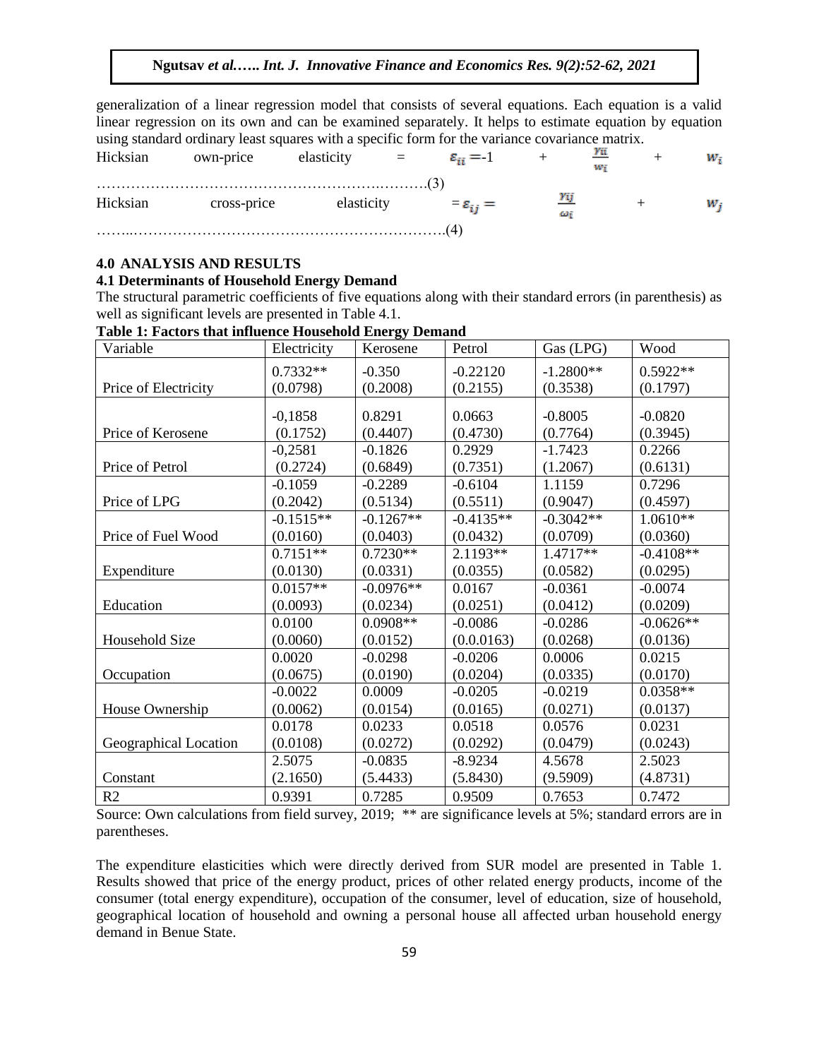generalization of a linear regression model that consists of several equations. Each equation is a valid linear regression on its own and can be examined separately. It helps to estimate equation by equation using standard ordinary least squares with a specific form for the variance covariance matrix.

Hicksian own-price elasticity = $\varepsilon_{ii} = -1 + \frac{\gamma_{ii}}{w_i} + w_i$ ……………………………………………………….………(3)

Hicksian cross-price elasticity $= \varepsilon_{ij} = \frac{\gamma_{ij}}{\omega_i} + w_j$ ……..……………………………………………………….(4)

## 4.0 ANALYSIS AND RESULTS

### 4.1 Determinants of Household Energy Demand

The structural parametric coefficients of five equations along with their standard errors (in parenthesis) as well as significant levels are presented in Table 4.1.

**Table 1: Factors that influence Household Energy Demand**

| Variable | Electricity | Kerosene | Petrol | Gas (LPG) | Wood |
|---|---|---|---|---|---|
| Price of Electricity | 0.7332** (0.0798) | -0.350 (0.2008) | -0.22120 (0.2155) | -1.2800** (0.3538) | 0.5922** (0.1797) |
| Price of Kerosene | -0,1858 (0.1752) | 0.8291 (0.4407) | 0.0663 (0.4730) | -0.8005 (0.7764) | -0.0820 (0.3945) |
| Price of Petrol | -0,2581 (0.2724) | -0.1826 (0.6849) | 0.2929 (0.7351) | -1.7423 (1.2067) | 0.2266 (0.6131) |
| Price of LPG | -0.1059 (0.2042) | -0.2289 (0.5134) | -0.6104 (0.5511) | 1.1159 (0.9047) | 0.7296 (0.4597) |
| Price of Fuel Wood | -0.1515** (0.0160) | -0.1267** (0.0403) | -0.4135** (0.0432) | -0.3042** (0.0709) | 1.0610** (0.0360) |
| Expenditure | 0.7151** (0.0130) | 0.7230** (0.0331) | 2.1193** (0.0355) | 1.4717** (0.0582) | -0.4108** (0.0295) |
| Education | 0.0157** (0.0093) | -0.0976** (0.0234) | 0.0167 (0.0251) | -0.0361 (0.0412) | -0.0074 (0.0209) |
| Household Size | 0.0100 (0.0060) | 0.0908** (0.0152) | -0.0086 (0.0.0163) | -0.0286 (0.0268) | -0.0626** (0.0136) |
| Occupation | 0.0020 (0.0675) | -0.0298 (0.0190) | -0.0206 (0.0204) | 0.0006 (0.0335) | 0.0215 (0.0170) |
| House Ownership | -0.0022 (0.0062) | 0.0009 (0.0154) | -0.0205 (0.0165) | -0.0219 (0.0271) | 0.0358** (0.0137) |
| Geographical Location | 0.0178 (0.0108) | 0.0233 (0.0272) | 0.0518 (0.0292) | 0.0576 (0.0479) | 0.0231 (0.0243) |
| Constant | 2.5075 (2.1650) | -0.0835 (5.4433) | -8.9234 (5.8430) | 4.5678 (9.5909) | 2.5023 (4.8731) |
| R2 | 0.9391 | 0.7285 | 0.9509 | 0.7653 | 0.7472 |

Source: Own calculations from field survey, 2019; ** are significance levels at 5%; standard errors are in parentheses.

The expenditure elasticities which were directly derived from SUR model are presented in Table 1. Results showed that price of the energy product, prices of other related energy products, income of the consumer (total energy expenditure), occupation of the consumer, level of education, size of household, geographical location of household and owning a personal house all affected urban household energy demand in Benue State.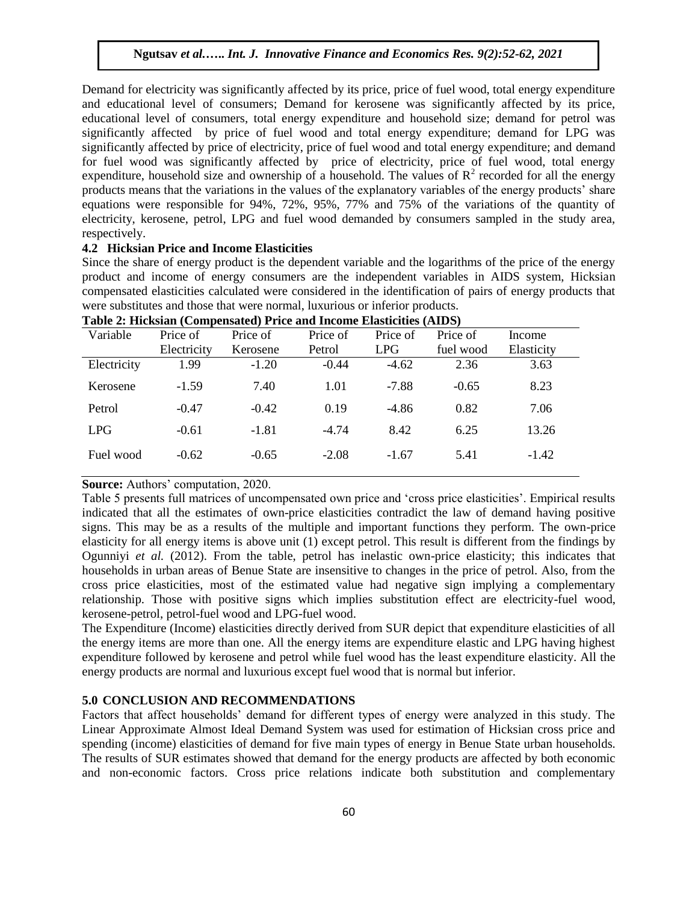Demand for electricity was significantly affected by its price, price of fuel wood, total energy expenditure and educational level of consumers; Demand for kerosene was significantly affected by its price, educational level of consumers, total energy expenditure and household size; demand for petrol was significantly affected by price of fuel wood and total energy expenditure; demand for LPG was significantly affected by price of electricity, price of fuel wood and total energy expenditure; and demand for fuel wood was significantly affected by price of electricity, price of fuel wood, total energy expenditure, household size and ownership of a household. The values of $R^2$ recorded for all the energy products means that the variations in the values of the explanatory variables of the energy products' share equations were responsible for 94%, 72%, 95%, 77% and 75% of the variations of the quantity of electricity, kerosene, petrol, LPG and fuel wood demanded by consumers sampled in the study area, respectively.

### 4.2 Hicksian Price and Income Elasticities

Since the share of energy product is the dependent variable and the logarithms of the price of the energy product and income of energy consumers are the independent variables in AIDS system, Hicksian compensated elasticities calculated were considered in the identification of pairs of energy products that were substitutes and those that were normal, luxurious or inferior products.

**Table 2: Hicksian (Compensated) Price and Income Elasticities (AIDS)**

| Variable | Price of Electricity | Price of Kerosene | Price of Petrol | Price of LPG | Price of fuel wood | Income Elasticity |
|---|---|---|---|---|---|---|
| Electricity | 1.99 | -1.20 | -0.44 | -4.62 | 2.36 | 3.63 |
| Kerosene | -1.59 | 7.40 | 1.01 | -7.88 | -0.65 | 8.23 |
| Petrol | -0.47 | -0.42 | 0.19 | -4.86 | 0.82 | 7.06 |
| LPG | -0.61 | -1.81 | -4.74 | 8.42 | 6.25 | 13.26 |
| Fuel wood | -0.62 | -0.65 | -2.08 | -1.67 | 5.41 | -1.42 |

**Source:** Authors' computation, 2020.

Table 5 presents full matrices of uncompensated own price and 'cross price elasticities'. Empirical results indicated that all the estimates of own-price elasticities contradict the law of demand having positive signs. This may be as a results of the multiple and important functions they perform. The own-price elasticity for all energy items is above unit (1) except petrol. This result is different from the findings by Ogunniyi *et al.* (2012). From the table, petrol has inelastic own-price elasticity; this indicates that households in urban areas of Benue State are insensitive to changes in the price of petrol. Also, from the cross price elasticities, most of the estimated value had negative sign implying a complementary relationship. Those with positive signs which implies substitution effect are electricity-fuel wood, kerosene-petrol, petrol-fuel wood and LPG-fuel wood.

The Expenditure (Income) elasticities directly derived from SUR depict that expenditure elasticities of all the energy items are more than one. All the energy items are expenditure elastic and LPG having highest expenditure followed by kerosene and petrol while fuel wood has the least expenditure elasticity. All the energy products are normal and luxurious except fuel wood that is normal but inferior.

## 5.0 CONCLUSION AND RECOMMENDATIONS

Factors that affect households' demand for different types of energy were analyzed in this study. The Linear Approximate Almost Ideal Demand System was used for estimation of Hicksian cross price and spending (income) elasticities of demand for five main types of energy in Benue State urban households. The results of SUR estimates showed that demand for the energy products are affected by both economic and non-economic factors. Cross price relations indicate both substitution and complementary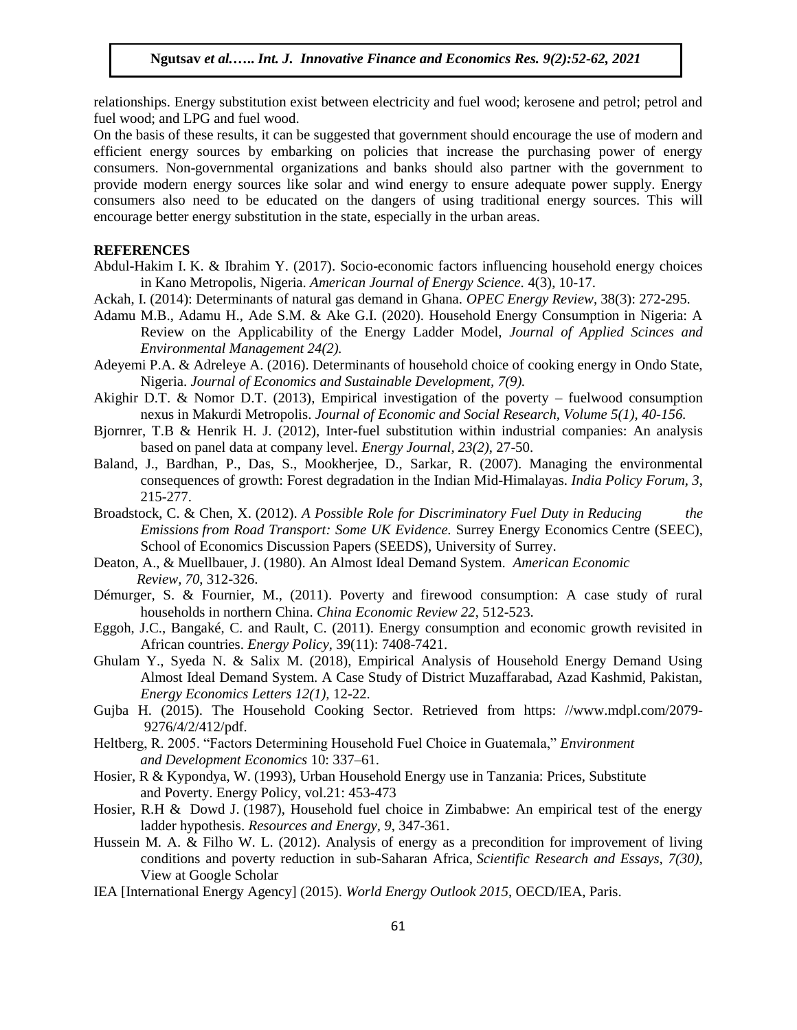relationships. Energy substitution exist between electricity and fuel wood; kerosene and petrol; petrol and fuel wood; and LPG and fuel wood.

On the basis of these results, it can be suggested that government should encourage the use of modern and efficient energy sources by embarking on policies that increase the purchasing power of energy consumers. Non-governmental organizations and banks should also partner with the government to provide modern energy sources like solar and wind energy to ensure adequate power supply. Energy consumers also need to be educated on the dangers of using traditional energy sources. This will encourage better energy substitution in the state, especially in the urban areas.

## REFERENCES

Abdul-Hakim I. K. & Ibrahim Y. (2017). Socio-economic factors influencing household energy choices in Kano Metropolis, Nigeria. *American Journal of Energy Science.* 4(3), 10-17.

Ackah, I. (2014): Determinants of natural gas demand in Ghana. *OPEC Energy Review*, 38(3): 272-295.

Adamu M.B., Adamu H., Ade S.M. & Ake G.I. (2020). Household Energy Consumption in Nigeria: A Review on the Applicability of the Energy Ladder Model, *Journal of Applied Scinces and Environmental Management 24(2).*

Adeyemi P.A. & Adreleye A. (2016). Determinants of household choice of cooking energy in Ondo State, Nigeria. *Journal of Economics and Sustainable Development, 7(9).*

Akighir D.T. & Nomor D.T. (2013), Empirical investigation of the poverty – fuelwood consumption nexus in Makurdi Metropolis. *Journal of Economic and Social Research, Volume 5(1), 40-156.*

Bjornrer, T.B & Henrik H. J. (2012), Inter-fuel substitution within industrial companies: An analysis based on panel data at company level. *Energy Journal, 23(2)*, 27-50.

Baland, J., Bardhan, P., Das, S., Mookherjee, D., Sarkar, R. (2007). Managing the environmental consequences of growth: Forest degradation in the Indian Mid-Himalayas. *India Policy Forum, 3*, 215-277.

Broadstock, C. & Chen, X. (2012). *A Possible Role for Discriminatory Fuel Duty in Reducing the Emissions from Road Transport: Some UK Evidence.* Surrey Energy Economics Centre (SEEC), School of Economics Discussion Papers (SEEDS), University of Surrey.

Deaton, A., & Muellbauer, J. (1980). An Almost Ideal Demand System. *American Economic Review, 70*, 312-326.

Démurger, S. & Fournier, M., (2011). Poverty and firewood consumption: A case study of rural households in northern China. *China Economic Review 22*, 512-523.

Eggoh, J.C., Bangaké, C. and Rault, C. (2011). Energy consumption and economic growth revisited in African countries. *Energy Policy*, 39(11): 7408-7421.

Ghulam Y., Syeda N. & Salix M. (2018), Empirical Analysis of Household Energy Demand Using Almost Ideal Demand System. A Case Study of District Muzaffarabad, Azad Kashmid, Pakistan, *Energy Economics Letters 12(1),* 12-22.

Gujba H. (2015). The Household Cooking Sector. Retrieved from https: //www.mdpl.com/2079-9276/4/2/412/pdf.

Heltberg, R. 2005. "Factors Determining Household Fuel Choice in Guatemala," *Environment and Development Economics* 10: 337–61.

Hosier, R & Kypondya, W. (1993), Urban Household Energy use in Tanzania: Prices, Substitute and Poverty. Energy Policy, vol.21: 453-473

Hosier, R.H & Dowd J. (1987), Household fuel choice in Zimbabwe: An empirical test of the energy ladder hypothesis. *Resources and Energy, 9*, 347-361.

Hussein M. A. & Filho W. L. (2012). Analysis of energy as a precondition for improvement of living conditions and poverty reduction in sub-Saharan Africa, *Scientific Research and Essays, 7(30),* View at Google Scholar

IEA [International Energy Agency] (2015). *World Energy Outlook 2015*, OECD/IEA, Paris.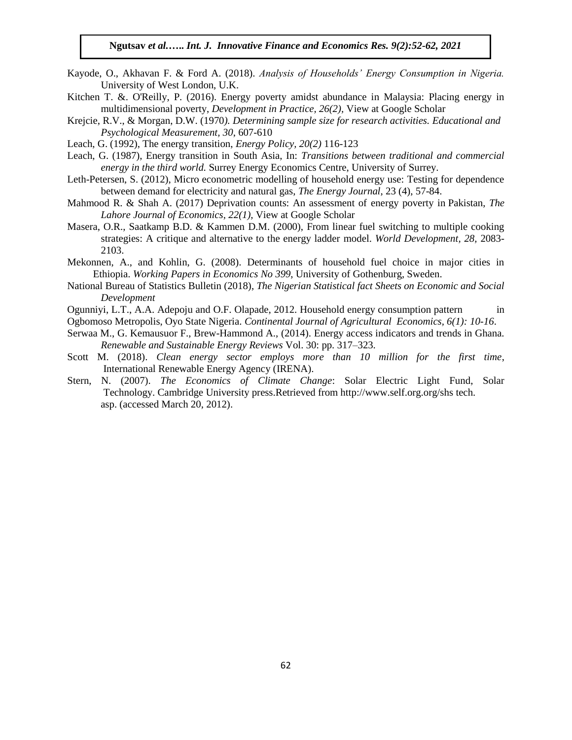Kayode, O., Akhavan F. & Ford A. (2018). *Analysis of Households' Energy Consumption in Nigeria.* University of West London, U.K.

Kitchen T. &. O'Reilly, P. (2016). Energy poverty amidst abundance in Malaysia: Placing energy in multidimensional poverty, *Development in Practice, 26(2),* View at Google Scholar

Krejcie, R.V., & Morgan, D.W. (1970*). Determining sample size for research activities. Educational and Psychological Measurement*, *30*, 607-610

Leach, G. (1992), The energy transition, *Energy Policy, 20(2)* 116-123

Leach, G. (1987), Energy transition in South Asia, In: *Transitions between traditional and commercial energy in the third world.* Surrey Energy Economics Centre, University of Surrey.

Leth-Petersen, S. (2012), Micro econometric modelling of household energy use: Testing for dependence between demand for electricity and natural gas, *The Energy Journal*, 23 (4), 57-84.

Mahmood R. & Shah A. (2017) Deprivation counts: An assessment of energy poverty in Pakistan, *The Lahore Journal of Economics, 22(1),* View at Google Scholar

Masera, O.R., Saatkamp B.D. & Kammen D.M. (2000), From linear fuel switching to multiple cooking strategies: A critique and alternative to the energy ladder model. *World Development, 28*, 2083-2103.

Mekonnen, A., and Kohlin, G. (2008). Determinants of household fuel choice in major cities in Ethiopia. *Working Papers in Economics No 399*, University of Gothenburg, Sweden.

National Bureau of Statistics Bulletin (2018), *The Nigerian Statistical fact Sheets on Economic and Social Development*

Ogunniyi, L.T., A.A. Adepoju and O.F. Olapade, 2012. Household energy consumption pattern in Ogbomoso Metropolis, Oyo State Nigeria. *Continental Journal of Agricultural Economics, 6(1): 10-16*.

Serwaa M., G. Kemausuor F., Brew-Hammond A., (2014). Energy access indicators and trends in Ghana. *Renewable and Sustainable Energy Reviews* Vol. 30: pp. 317–323.

Scott M. (2018). *Clean energy sector employs more than 10 million for the first time*, International Renewable Energy Agency (IRENA).

Stern, N. (2007). *The Economics of Climate Change*: Solar Electric Light Fund, Solar Technology. Cambridge University press.Retrieved from http://www.self.org.org/shs tech. asp. (accessed March 20, 2012).